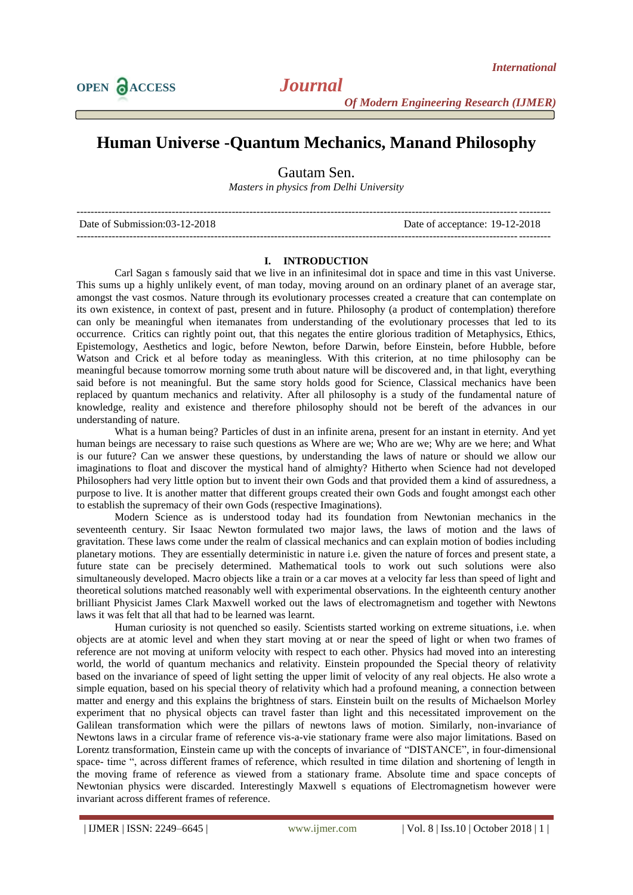# Human Universe -Quantum Mechanics, Manand Philosophy

Gautam Sen.

*Masters in physics from Delhi University*

---

Date of Submission:03-12-2018 Date of acceptance: 19-12-2018

---

## I. INTRODUCTION

Carl Sagan s famously said that we live in an infinitesimal dot in space and time in this vast Universe. This sums up a highly unlikely event, of man today, moving around on an ordinary planet of an average star, amongst the vast cosmos. Nature through its evolutionary processes created a creature that can contemplate on its own existence, in context of past, present and in future. Philosophy (a product of contemplation) therefore can only be meaningful when itemanates from understanding of the evolutionary processes that led to its occurrence. Critics can rightly point out, that this negates the entire glorious tradition of Metaphysics, Ethics, Epistemology, Aesthetics and logic, before Newton, before Darwin, before Einstein, before Hubble, before Watson and Crick et al before today as meaningless. With this criterion, at no time philosophy can be meaningful because tomorrow morning some truth about nature will be discovered and, in that light, everything said before is not meaningful. But the same story holds good for Science, Classical mechanics have been replaced by quantum mechanics and relativity. After all philosophy is a study of the fundamental nature of knowledge, reality and existence and therefore philosophy should not be bereft of the advances in our understanding of nature.

What is a human being? Particles of dust in an infinite arena, present for an instant in eternity. And yet human beings are necessary to raise such questions as Where are we; Who are we; Why are we here; and What is our future? Can we answer these questions, by understanding the laws of nature or should we allow our imaginations to float and discover the mystical hand of almighty? Hitherto when Science had not developed Philosophers had very little option but to invent their own Gods and that provided them a kind of assuredness, a purpose to live. It is another matter that different groups created their own Gods and fought amongst each other to establish the supremacy of their own Gods (respective Imaginations).

Modern Science as is understood today had its foundation from Newtonian mechanics in the seventeenth century. Sir Isaac Newton formulated two major laws, the laws of motion and the laws of gravitation. These laws come under the realm of classical mechanics and can explain motion of bodies including planetary motions. They are essentially deterministic in nature i.e. given the nature of forces and present state, a future state can be precisely determined. Mathematical tools to work out such solutions were also simultaneously developed. Macro objects like a train or a car moves at a velocity far less than speed of light and theoretical solutions matched reasonably well with experimental observations. In the eighteenth century another brilliant Physicist James Clark Maxwell worked out the laws of electromagnetism and together with Newtons laws it was felt that all that had to be learned was learnt.

Human curiosity is not quenched so easily. Scientists started working on extreme situations, i.e. when objects are at atomic level and when they start moving at or near the speed of light or when two frames of reference are not moving at uniform velocity with respect to each other. Physics had moved into an interesting world, the world of quantum mechanics and relativity. Einstein propounded the Special theory of relativity based on the invariance of speed of light setting the upper limit of velocity of any real objects. He also wrote a simple equation, based on his special theory of relativity which had a profound meaning, a connection between matter and energy and this explains the brightness of stars. Einstein built on the results of Michaelson Morley experiment that no physical objects can travel faster than light and this necessitated improvement on the Galilean transformation which were the pillars of newtons laws of motion. Similarly, non-invariance of Newtons laws in a circular frame of reference vis-a-vie stationary frame were also major limitations. Based on Lorentz transformation, Einstein came up with the concepts of invariance of "DISTANCE", in four-dimensional space- time ", across different frames of reference, which resulted in time dilation and shortening of length in the moving frame of reference as viewed from a stationary frame. Absolute time and space concepts of Newtonian physics were discarded. Interestingly Maxwell s equations of Electromagnetism however were invariant across different frames of reference.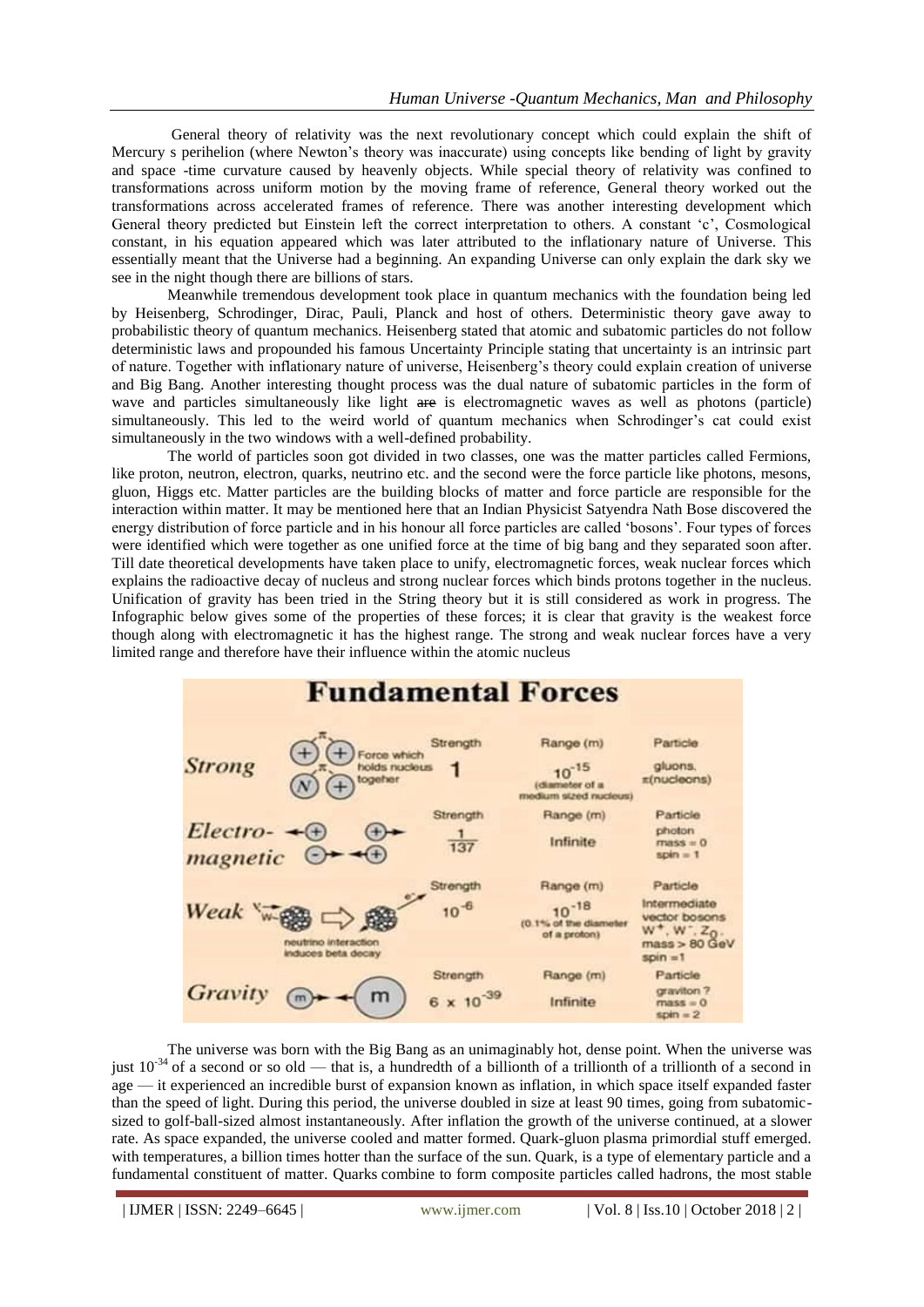General theory of relativity was the next revolutionary concept which could explain the shift of Mercury s perihelion (where Newton's theory was inaccurate) using concepts like bending of light by gravity and space -time curvature caused by heavenly objects. While special theory of relativity was confined to transformations across uniform motion by the moving frame of reference, General theory worked out the transformations across accelerated frames of reference. There was another interesting development which General theory predicted but Einstein left the correct interpretation to others. A constant 'c', Cosmological constant, in his equation appeared which was later attributed to the inflationary nature of Universe. This essentially meant that the Universe had a beginning. An expanding Universe can only explain the dark sky we see in the night though there are billions of stars.

Meanwhile tremendous development took place in quantum mechanics with the foundation being led by Heisenberg, Schrodinger, Dirac, Pauli, Planck and host of others. Deterministic theory gave away to probabilistic theory of quantum mechanics. Heisenberg stated that atomic and subatomic particles do not follow deterministic laws and propounded his famous Uncertainty Principle stating that uncertainty is an intrinsic part of nature. Together with inflationary nature of universe, Heisenberg's theory could explain creation of universe and Big Bang. Another interesting thought process was the dual nature of subatomic particles in the form of wave and particles simultaneously like light ~~are~~ is electromagnetic waves as well as photons (particle) simultaneously. This led to the weird world of quantum mechanics when Schrodinger's cat could exist simultaneously in the two windows with a well-defined probability.

The world of particles soon got divided in two classes, one was the matter particles called Fermions, like proton, neutron, electron, quarks, neutrino etc. and the second were the force particle like photons, mesons, gluon, Higgs etc. Matter particles are the building blocks of matter and force particle are responsible for the interaction within matter. It may be mentioned here that an Indian Physicist Satyendra Nath Bose discovered the energy distribution of force particle and in his honour all force particles are called 'bosons'. Four types of forces were identified which were together as one unified force at the time of big bang and they separated soon after. Till date theoretical developments have taken place to unify, electromagnetic forces, weak nuclear forces which explains the radioactive decay of nucleus and strong nuclear forces which binds protons together in the nucleus. Unification of gravity has been tried in the String theory but it is still considered as work in progress. The Infographic below gives some of the properties of these forces; it is clear that gravity is the weakest force though along with electromagnetic it has the highest range. The strong and weak nuclear forces have a very limited range and therefore have their influence within the atomic nucleus

**Fundamental Forces**

| Force | Description | Strength | Range (m) | Particle |
|---|---|---|---|---|
| *Strong* | Force which holds nucleus togeher | 1 | $10^{-15}$ (diameter of a medium sized nucleus) | gluons, π(nucleons) |
| *Electro-magnetic* | | $\frac{1}{137}$ | Infinite | photon mass = 0 spin = 1 |
| *Weak* | neutrino interaction induces beta decay | $10^{-6}$ | $10^{-18}$ (0.1% of the diameter of a proton) | Intermediate vector bosons $W^+$, $W^-$, $Z_0$, mass > 80 GeV spin = 1 |
| *Gravity* | | $6 \times 10^{-39}$ | Infinite | graviton ? mass = 0 spin = 2 |

The universe was born with the Big Bang as an unimaginably hot, dense point. When the universe was just $10^{-34}$ of a second or so old — that is, a hundredth of a billionth of a trillionth of a trillionth of a second in age — it experienced an incredible burst of expansion known as inflation, in which space itself expanded faster than the speed of light. During this period, the universe doubled in size at least 90 times, going from subatomic-sized to golf-ball-sized almost instantaneously. After inflation the growth of the universe continued, at a slower rate. As space expanded, the universe cooled and matter formed. Quark-gluon plasma primordial stuff emerged. with temperatures, a billion times hotter than the surface of the sun. Quark, is a type of elementary particle and a fundamental constituent of matter. Quarks combine to form composite particles called hadrons, the most stable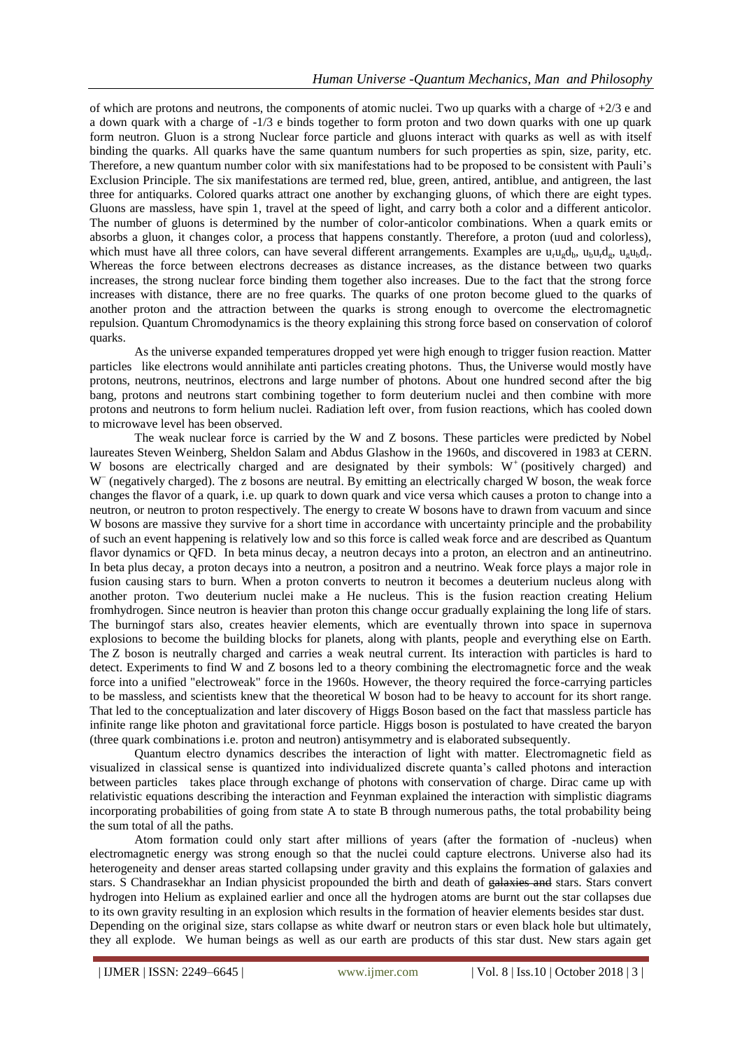of which are protons and neutrons, the components of atomic nuclei. Two up quarks with a charge of +2/3 e and a down quark with a charge of -1/3 e binds together to form proton and two down quarks with one up quark form neutron. Gluon is a strong Nuclear force particle and gluons interact with quarks as well as with itself binding the quarks. All quarks have the same quantum numbers for such properties as spin, size, parity, etc. Therefore, a new quantum number color with six manifestations had to be proposed to be consistent with Pauli's Exclusion Principle. The six manifestations are termed red, blue, green, antired, antiblue, and antigreen, the last three for antiquarks. Colored quarks attract one another by exchanging gluons, of which there are eight types. Gluons are massless, have spin 1, travel at the speed of light, and carry both a color and a different anticolor. The number of gluons is determined by the number of color-anticolor combinations. When a quark emits or absorbs a gluon, it changes color, a process that happens constantly. Therefore, a proton (uud and colorless), which must have all three colors, can have several different arrangements. Examples are $u_r u_g d_b$, $u_b u_r d_g$, $u_g u_b d_r$. Whereas the force between electrons decreases as distance increases, as the distance between two quarks increases, the strong nuclear force binding them together also increases. Due to the fact that the strong force increases with distance, there are no free quarks. The quarks of one proton become glued to the quarks of another proton and the attraction between the quarks is strong enough to overcome the electromagnetic repulsion. Quantum Chromodynamics is the theory explaining this strong force based on conservation of colorof quarks.

As the universe expanded temperatures dropped yet were high enough to trigger fusion reaction. Matter particles like electrons would annihilate anti particles creating photons. Thus, the Universe would mostly have protons, neutrons, neutrinos, electrons and large number of photons. About one hundred second after the big bang, protons and neutrons start combining together to form deuterium nuclei and then combine with more protons and neutrons to form helium nuclei. Radiation left over, from fusion reactions, which has cooled down to microwave level has been observed.

The weak nuclear force is carried by the W and Z bosons. These particles were predicted by Nobel laureates Steven Weinberg, Sheldon Salam and Abdus Glashow in the 1960s, and discovered in 1983 at CERN. W bosons are electrically charged and are designated by their symbols: $W^+$ (positively charged) and $W^-$ (negatively charged). The z bosons are neutral. By emitting an electrically charged W boson, the weak force changes the flavor of a quark, i.e. up quark to down quark and vice versa which causes a proton to change into a neutron, or neutron to proton respectively. The energy to create W bosons have to drawn from vacuum and since W bosons are massive they survive for a short time in accordance with uncertainty principle and the probability of such an event happening is relatively low and so this force is called weak force and are described as Quantum flavor dynamics or QFD. In beta minus decay, a neutron decays into a proton, an electron and an antineutrino. In beta plus decay, a proton decays into a neutron, a positron and a neutrino. Weak force plays a major role in fusion causing stars to burn. When a proton converts to neutron it becomes a deuterium nucleus along with another proton. Two deuterium nuclei make a He nucleus. This is the fusion reaction creating Helium fromhydrogen. Since neutron is heavier than proton this change occur gradually explaining the long life of stars. The burningof stars also, creates heavier elements, which are eventually thrown into space in supernova explosions to become the building blocks for planets, along with plants, people and everything else on Earth. The Z boson is neutrally charged and carries a weak neutral current. Its interaction with particles is hard to detect. Experiments to find W and Z bosons led to a theory combining the electromagnetic force and the weak force into a unified "electroweak" force in the 1960s. However, the theory required the force-carrying particles to be massless, and scientists knew that the theoretical W boson had to be heavy to account for its short range. That led to the conceptualization and later discovery of Higgs Boson based on the fact that massless particle has infinite range like photon and gravitational force particle. Higgs boson is postulated to have created the baryon (three quark combinations i.e. proton and neutron) antisymmetry and is elaborated subsequently.

Quantum electro dynamics describes the interaction of light with matter. Electromagnetic field as visualized in classical sense is quantized into individualized discrete quanta's called photons and interaction between particles takes place through exchange of photons with conservation of charge. Dirac came up with relativistic equations describing the interaction and Feynman explained the interaction with simplistic diagrams incorporating probabilities of going from state A to state B through numerous paths, the total probability being the sum total of all the paths.

Atom formation could only start after millions of years (after the formation of -nucleus) when electromagnetic energy was strong enough so that the nuclei could capture electrons. Universe also had its heterogeneity and denser areas started collapsing under gravity and this explains the formation of galaxies and stars. S Chandrasekhar an Indian physicist propounded the birth and death of ~~galaxies and~~ stars. Stars convert hydrogen into Helium as explained earlier and once all the hydrogen atoms are burnt out the star collapses due to its own gravity resulting in an explosion which results in the formation of heavier elements besides star dust. Depending on the original size, stars collapse as white dwarf or neutron stars or even black hole but ultimately, they all explode. We human beings as well as our earth are products of this star dust. New stars again get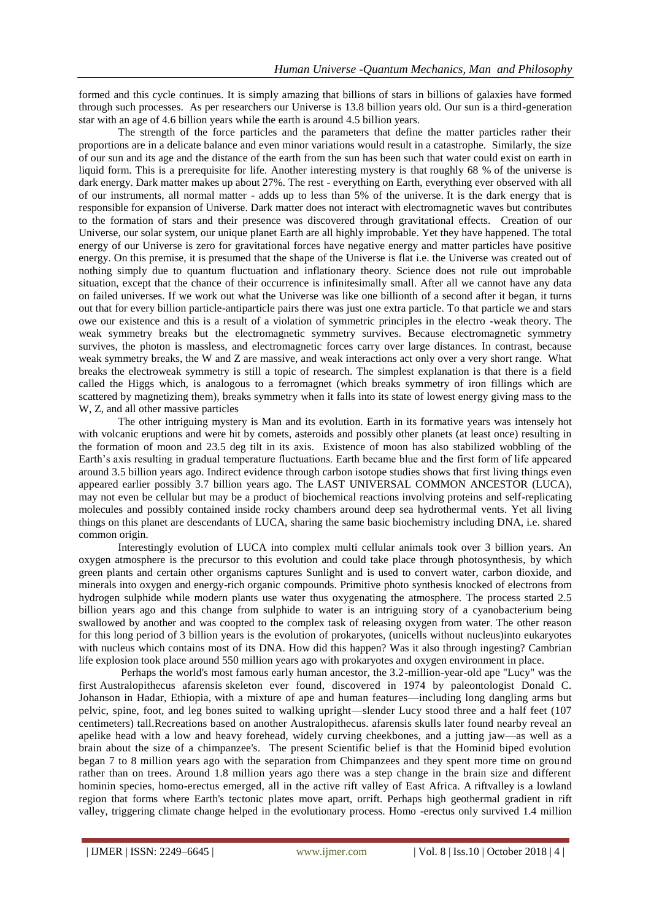formed and this cycle continues. It is simply amazing that billions of stars in billions of galaxies have formed through such processes. As per researchers our Universe is 13.8 billion years old. Our sun is a third-generation star with an age of 4.6 billion years while the earth is around 4.5 billion years.

The strength of the force particles and the parameters that define the matter particles rather their proportions are in a delicate balance and even minor variations would result in a catastrophe. Similarly, the size of our sun and its age and the distance of the earth from the sun has been such that water could exist on earth in liquid form. This is a prerequisite for life. Another interesting mystery is that roughly 68 % of the universe is dark energy. Dark matter makes up about 27%. The rest - everything on Earth, everything ever observed with all of our instruments, all normal matter - adds up to less than 5% of the universe. It is the dark energy that is responsible for expansion of Universe. Dark matter does not interact with electromagnetic waves but contributes to the formation of stars and their presence was discovered through gravitational effects. Creation of our Universe, our solar system, our unique planet Earth are all highly improbable. Yet they have happened. The total energy of our Universe is zero for gravitational forces have negative energy and matter particles have positive energy. On this premise, it is presumed that the shape of the Universe is flat i.e. the Universe was created out of nothing simply due to quantum fluctuation and inflationary theory. Science does not rule out improbable situation, except that the chance of their occurrence is infinitesimally small. After all we cannot have any data on failed universes. If we work out what the Universe was like one billionth of a second after it began, it turns out that for every billion particle-antiparticle pairs there was just one extra particle. To that particle we and stars owe our existence and this is a result of a violation of symmetric principles in the electro -weak theory. The weak symmetry breaks but the electromagnetic symmetry survives. Because electromagnetic symmetry survives, the photon is massless, and electromagnetic forces carry over large distances. In contrast, because weak symmetry breaks, the W and Z are massive, and weak interactions act only over a very short range. What breaks the electroweak symmetry is still a topic of research. The simplest explanation is that there is a field called the Higgs which, is analogous to a ferromagnet (which breaks symmetry of iron fillings which are scattered by magnetizing them), breaks symmetry when it falls into its state of lowest energy giving mass to the W, Z, and all other massive particles

The other intriguing mystery is Man and its evolution. Earth in its formative years was intensely hot with volcanic eruptions and were hit by comets, asteroids and possibly other planets (at least once) resulting in the formation of moon and 23.5 deg tilt in its axis. Existence of moon has also stabilized wobbling of the Earth's axis resulting in gradual temperature fluctuations. Earth became blue and the first form of life appeared around 3.5 billion years ago. Indirect evidence through carbon isotope studies shows that first living things even appeared earlier possibly 3.7 billion years ago. The LAST UNIVERSAL COMMON ANCESTOR (LUCA), may not even be cellular but may be a product of biochemical reactions involving proteins and self-replicating molecules and possibly contained inside rocky chambers around deep sea hydrothermal vents. Yet all living things on this planet are descendants of LUCA, sharing the same basic biochemistry including DNA, i.e. shared common origin.

Interestingly evolution of LUCA into complex multi cellular animals took over 3 billion years. An oxygen atmosphere is the precursor to this evolution and could take place through photosynthesis, by which green plants and certain other organisms captures Sunlight and is used to convert water, carbon dioxide, and minerals into oxygen and energy-rich organic compounds. Primitive photo synthesis knocked of electrons from hydrogen sulphide while modern plants use water thus oxygenating the atmosphere. The process started 2.5 billion years ago and this change from sulphide to water is an intriguing story of a cyanobacterium being swallowed by another and was coopted to the complex task of releasing oxygen from water. The other reason for this long period of 3 billion years is the evolution of prokaryotes, (unicells without nucleus)into eukaryotes with nucleus which contains most of its DNA. How did this happen? Was it also through ingesting? Cambrian life explosion took place around 550 million years ago with prokaryotes and oxygen environment in place.

Perhaps the world's most famous early human ancestor, the 3.2-million-year-old ape "Lucy" was the first Australopithecus afarensis skeleton ever found, discovered in 1974 by paleontologist Donald C. Johanson in Hadar, Ethiopia, with a mixture of ape and human features—including long dangling arms but pelvic, spine, foot, and leg bones suited to walking upright—slender Lucy stood three and a half feet (107 centimeters) tall.Recreations based on another Australopithecus. afarensis skulls later found nearby reveal an apelike head with a low and heavy forehead, widely curving cheekbones, and a jutting jaw—as well as a brain about the size of a chimpanzee's. The present Scientific belief is that the Hominid biped evolution began 7 to 8 million years ago with the separation from Chimpanzees and they spent more time on ground rather than on trees. Around 1.8 million years ago there was a step change in the brain size and different hominin species, homo-erectus emerged, all in the active rift valley of East Africa. A riftvalley is a lowland region that forms where Earth's tectonic plates move apart, orrift. Perhaps high geothermal gradient in rift valley, triggering climate change helped in the evolutionary process. Homo -erectus only survived 1.4 million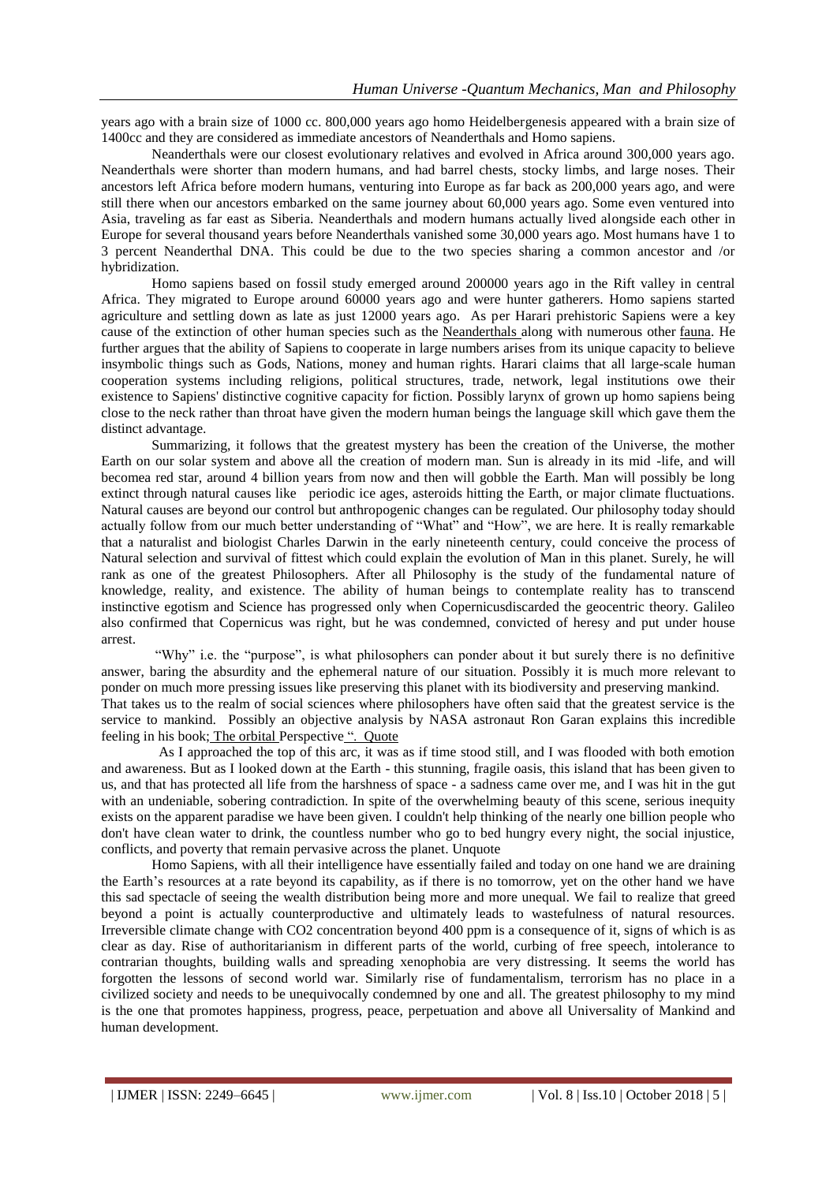years ago with a brain size of 1000 cc. 800,000 years ago homo Heidelbergenesis appeared with a brain size of 1400cc and they are considered as immediate ancestors of Neanderthals and Homo sapiens.

Neanderthals were our closest evolutionary relatives and evolved in Africa around 300,000 years ago. Neanderthals were shorter than modern humans, and had barrel chests, stocky limbs, and large noses. Their ancestors left Africa before modern humans, venturing into Europe as far back as 200,000 years ago, and were still there when our ancestors embarked on the same journey about 60,000 years ago. Some even ventured into Asia, traveling as far east as Siberia. Neanderthals and modern humans actually lived alongside each other in Europe for several thousand years before Neanderthals vanished some 30,000 years ago. Most humans have 1 to 3 percent Neanderthal DNA. This could be due to the two species sharing a common ancestor and /or hybridization.

Homo sapiens based on fossil study emerged around 200000 years ago in the Rift valley in central Africa. They migrated to Europe around 60000 years ago and were hunter gatherers. Homo sapiens started agriculture and settling down as late as just 12000 years ago. As per Harari prehistoric Sapiens were a key cause of the extinction of other human species such as the Neanderthals along with numerous other fauna. He further argues that the ability of Sapiens to cooperate in large numbers arises from its unique capacity to believe insymbolic things such as Gods, Nations, money and human rights. Harari claims that all large-scale human cooperation systems including religions, political structures, trade, network, legal institutions owe their existence to Sapiens' distinctive cognitive capacity for fiction. Possibly larynx of grown up homo sapiens being close to the neck rather than throat have given the modern human beings the language skill which gave them the distinct advantage.

Summarizing, it follows that the greatest mystery has been the creation of the Universe, the mother Earth on our solar system and above all the creation of modern man. Sun is already in its mid -life, and will becomea red star, around 4 billion years from now and then will gobble the Earth. Man will possibly be long extinct through natural causes like periodic ice ages, asteroids hitting the Earth, or major climate fluctuations. Natural causes are beyond our control but anthropogenic changes can be regulated. Our philosophy today should actually follow from our much better understanding of "What" and "How", we are here. It is really remarkable that a naturalist and biologist Charles Darwin in the early nineteenth century, could conceive the process of Natural selection and survival of fittest which could explain the evolution of Man in this planet. Surely, he will rank as one of the greatest Philosophers. After all Philosophy is the study of the fundamental nature of knowledge, reality, and existence. The ability of human beings to contemplate reality has to transcend instinctive egotism and Science has progressed only when Copernicusdiscarded the geocentric theory. Galileo also confirmed that Copernicus was right, but he was condemned, convicted of heresy and put under house arrest.

"Why" i.e. the "purpose", is what philosophers can ponder about it but surely there is no definitive answer, baring the absurdity and the ephemeral nature of our situation. Possibly it is much more relevant to ponder on much more pressing issues like preserving this planet with its biodiversity and preserving mankind.

That takes us to the realm of social sciences where philosophers have often said that the greatest service is the service to mankind. Possibly an objective analysis by NASA astronaut Ron Garan explains this incredible feeling in his book; The orbital Perspective ". Quote

As I approached the top of this arc, it was as if time stood still, and I was flooded with both emotion and awareness. But as I looked down at the Earth - this stunning, fragile oasis, this island that has been given to us, and that has protected all life from the harshness of space - a sadness came over me, and I was hit in the gut with an undeniable, sobering contradiction. In spite of the overwhelming beauty of this scene, serious inequity exists on the apparent paradise we have been given. I couldn't help thinking of the nearly one billion people who don't have clean water to drink, the countless number who go to bed hungry every night, the social injustice, conflicts, and poverty that remain pervasive across the planet. Unquote

Homo Sapiens, with all their intelligence have essentially failed and today on one hand we are draining the Earth's resources at a rate beyond its capability, as if there is no tomorrow, yet on the other hand we have this sad spectacle of seeing the wealth distribution being more and more unequal. We fail to realize that greed beyond a point is actually counterproductive and ultimately leads to wastefulness of natural resources. Irreversible climate change with $CO_2$ concentration beyond 400 ppm is a consequence of it, signs of which is as clear as day. Rise of authoritarianism in different parts of the world, curbing of free speech, intolerance to contrarian thoughts, building walls and spreading xenophobia are very distressing. It seems the world has forgotten the lessons of second world war. Similarly rise of fundamentalism, terrorism has no place in a civilized society and needs to be unequivocally condemned by one and all. The greatest philosophy to my mind is the one that promotes happiness, progress, peace, perpetuation and above all Universality of Mankind and human development.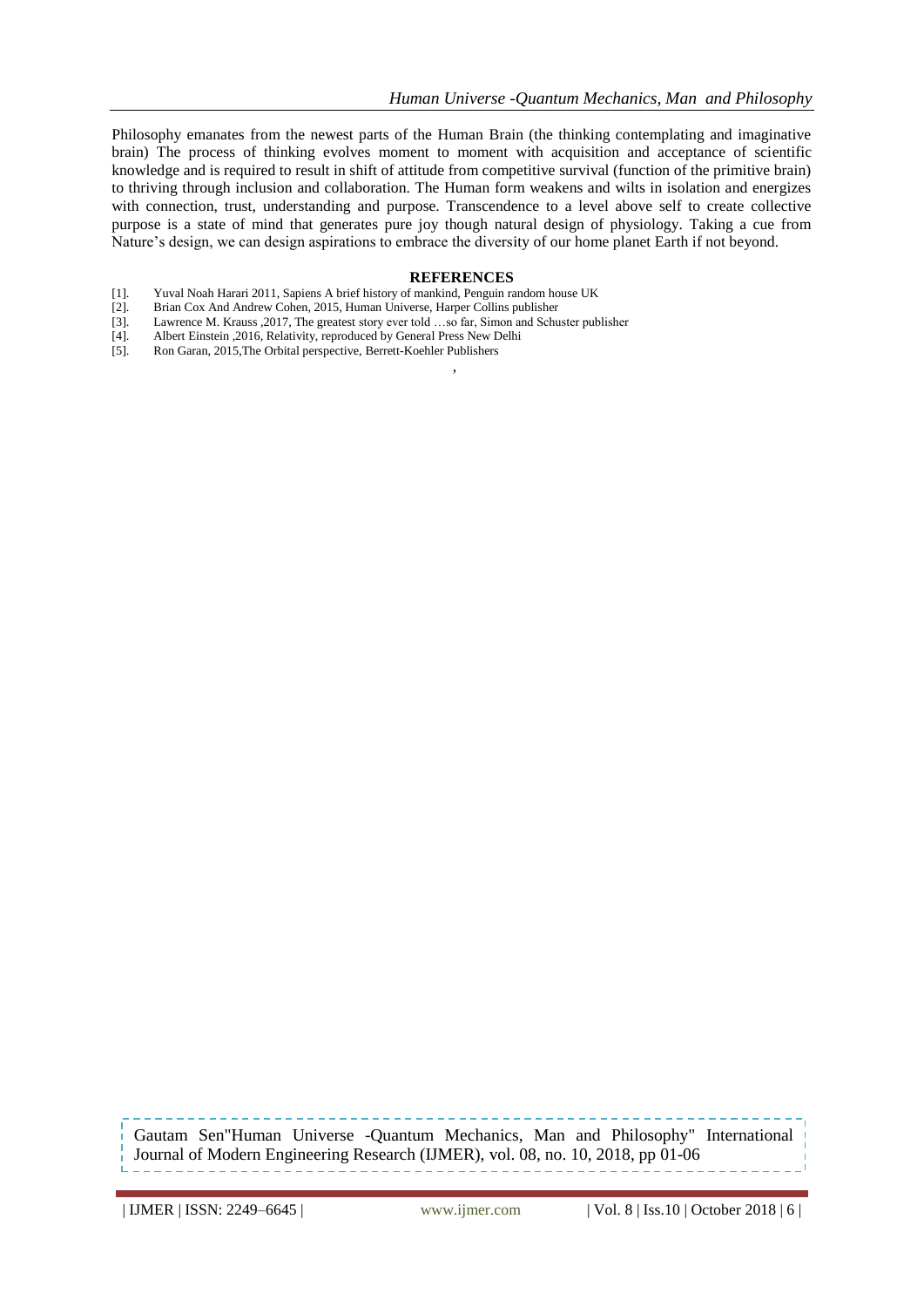Philosophy emanates from the newest parts of the Human Brain (the thinking contemplating and imaginative brain) The process of thinking evolves moment to moment with acquisition and acceptance of scientific knowledge and is required to result in shift of attitude from competitive survival (function of the primitive brain) to thriving through inclusion and collaboration. The Human form weakens and wilts in isolation and energizes with connection, trust, understanding and purpose. Transcendence to a level above self to create collective purpose is a state of mind that generates pure joy though natural design of physiology. Taking a cue from Nature's design, we can design aspirations to embrace the diversity of our home planet Earth if not beyond.

## REFERENCES

[1]. Yuval Noah Harari 2011, Sapiens A brief history of mankind, Penguin random house UK

[2]. Brian Cox And Andrew Cohen, 2015, Human Universe, Harper Collins publisher

[3]. Lawrence M. Krauss ,2017, The greatest story ever told …so far, Simon and Schuster publisher

[4]. Albert Einstein ,2016, Relativity, reproduced by General Press New Delhi

[5]. Ron Garan, 2015,The Orbital perspective, Berrett-Koehler Publishers

,

Gautam Sen"Human Universe -Quantum Mechanics, Man and Philosophy" International Journal of Modern Engineering Research (IJMER), vol. 08, no. 10, 2018, pp 01-06